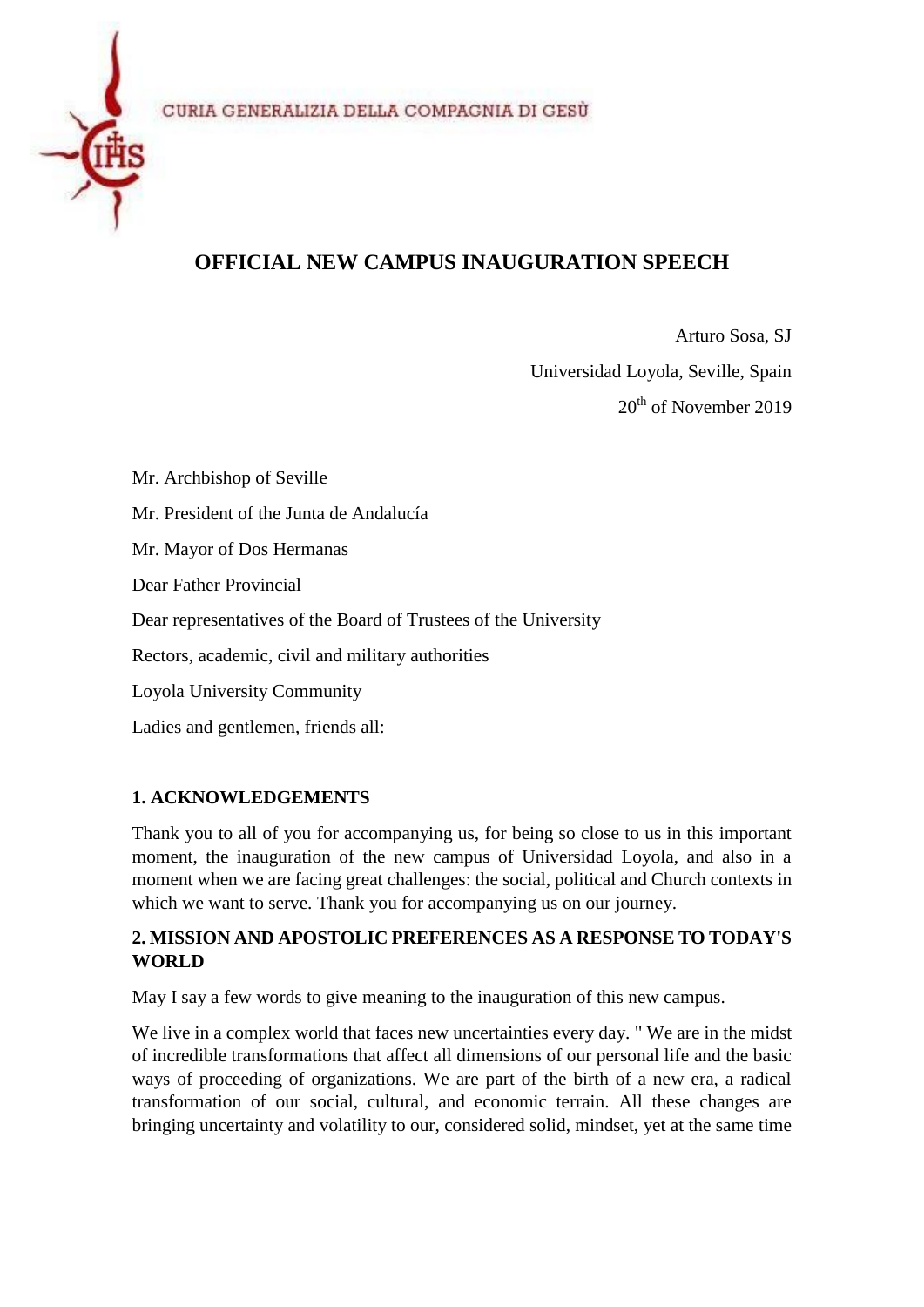CURIA GENERALIZIA DELLA COMPAGNIA DI GESÙ

# OFFICIAL NEW CAMPUS INAUGURATION SPEECH

Arturo Sosa, SJ

Universidad Loyola, Seville, Spain

20th of November 2019

Mr. Archbishop of Seville

Mr. President of the Junta de Andalucía

Mr. Mayor of Dos Hermanas

Dear Father Provincial

Dear representatives of the Board of Trustees of the University

Rectors, academic, civil and military authorities

Loyola University Community

Ladies and gentlemen, friends all:

## 1. ACKNOWLEDGEMENTS

Thank you to all of you for accompanying us, for being so close to us in this important moment, the inauguration of the new campus of Universidad Loyola, and also in a moment when we are facing great challenges: the social, political and Church contexts in which we want to serve. Thank you for accompanying us on our journey.

## 2. MISSION AND APOSTOLIC PREFERENCES AS A RESPONSE TO TODAY'S WORLD

May I say a few words to give meaning to the inauguration of this new campus.

We live in a complex world that faces new uncertainties every day. " We are in the midst of incredible transformations that affect all dimensions of our personal life and the basic ways of proceeding of organizations. We are part of the birth of a new era, a radical transformation of our social, cultural, and economic terrain. All these changes are bringing uncertainty and volatility to our, considered solid, mindset, yet at the same time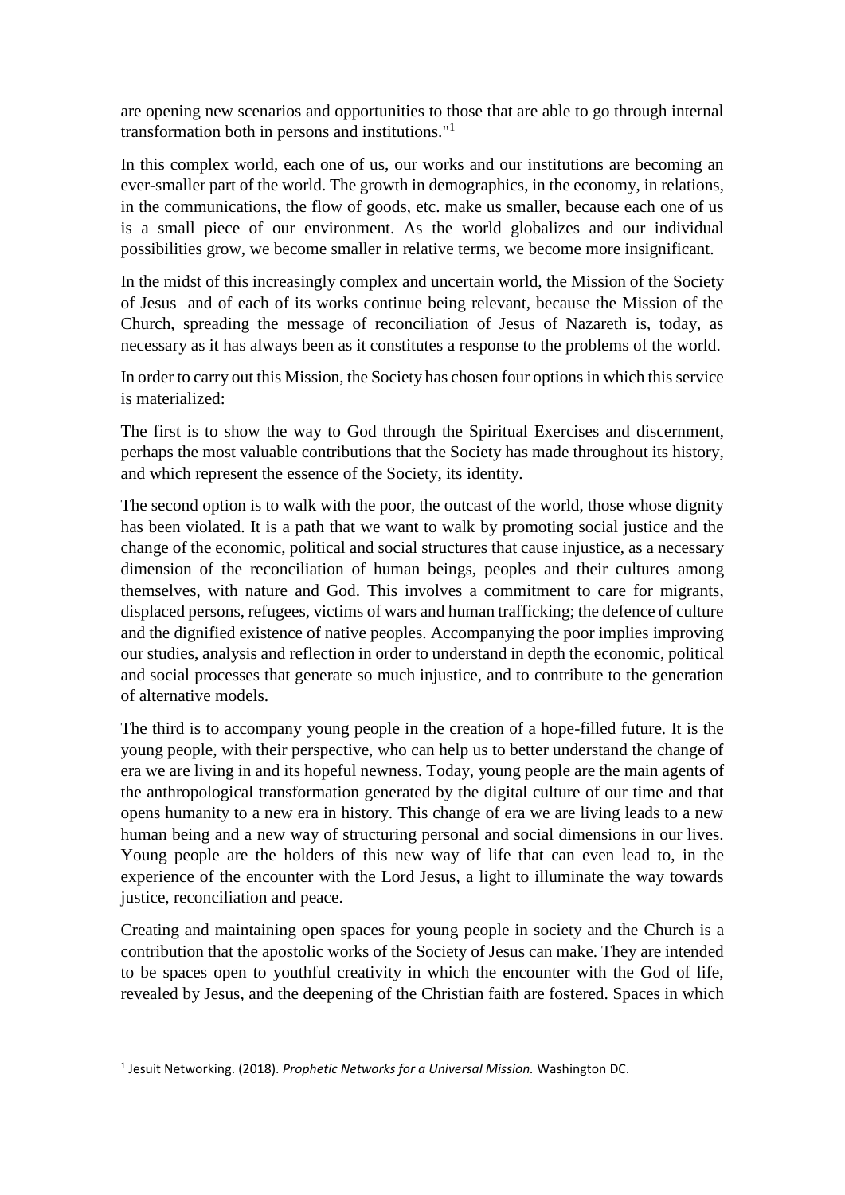are opening new scenarios and opportunities to those that are able to go through internal transformation both in persons and institutions."[1]

In this complex world, each one of us, our works and our institutions are becoming an ever-smaller part of the world. The growth in demographics, in the economy, in relations, in the communications, the flow of goods, etc. make us smaller, because each one of us is a small piece of our environment. As the world globalizes and our individual possibilities grow, we become smaller in relative terms, we become more insignificant.

In the midst of this increasingly complex and uncertain world, the Mission of the Society of Jesus and of each of its works continue being relevant, because the Mission of the Church, spreading the message of reconciliation of Jesus of Nazareth is, today, as necessary as it has always been as it constitutes a response to the problems of the world.

In order to carry out this Mission, the Society has chosen four options in which this service is materialized:

The first is to show the way to God through the Spiritual Exercises and discernment, perhaps the most valuable contributions that the Society has made throughout its history, and which represent the essence of the Society, its identity.

The second option is to walk with the poor, the outcast of the world, those whose dignity has been violated. It is a path that we want to walk by promoting social justice and the change of the economic, political and social structures that cause injustice, as a necessary dimension of the reconciliation of human beings, peoples and their cultures among themselves, with nature and God. This involves a commitment to care for migrants, displaced persons, refugees, victims of wars and human trafficking; the defence of culture and the dignified existence of native peoples. Accompanying the poor implies improving our studies, analysis and reflection in order to understand in depth the economic, political and social processes that generate so much injustice, and to contribute to the generation of alternative models.

The third is to accompany young people in the creation of a hope-filled future. It is the young people, with their perspective, who can help us to better understand the change of era we are living in and its hopeful newness. Today, young people are the main agents of the anthropological transformation generated by the digital culture of our time and that opens humanity to a new era in history. This change of era we are living leads to a new human being and a new way of structuring personal and social dimensions in our lives. Young people are the holders of this new way of life that can even lead to, in the experience of the encounter with the Lord Jesus, a light to illuminate the way towards justice, reconciliation and peace.

Creating and maintaining open spaces for young people in society and the Church is a contribution that the apostolic works of the Society of Jesus can make. They are intended to be spaces open to youthful creativity in which the encounter with the God of life, revealed by Jesus, and the deepening of the Christian faith are fostered. Spaces in which

[1] Jesuit Networking. (2018). *Prophetic Networks for a Universal Mission.* Washington DC.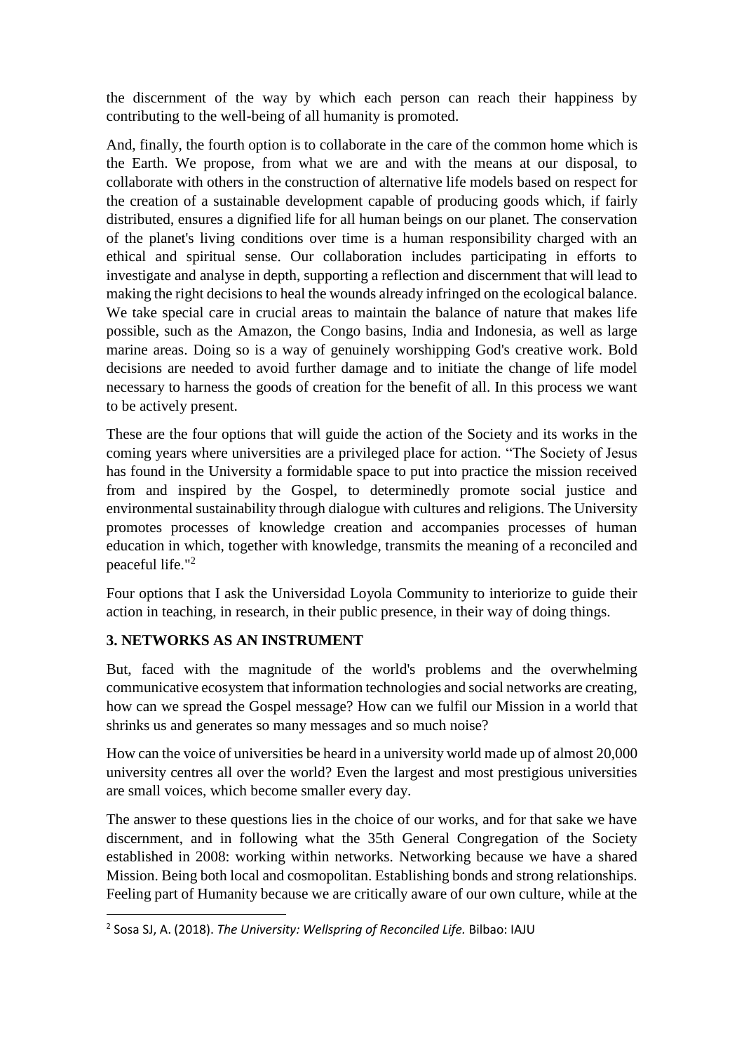the discernment of the way by which each person can reach their happiness by contributing to the well-being of all humanity is promoted.

And, finally, the fourth option is to collaborate in the care of the common home which is the Earth. We propose, from what we are and with the means at our disposal, to collaborate with others in the construction of alternative life models based on respect for the creation of a sustainable development capable of producing goods which, if fairly distributed, ensures a dignified life for all human beings on our planet. The conservation of the planet's living conditions over time is a human responsibility charged with an ethical and spiritual sense. Our collaboration includes participating in efforts to investigate and analyse in depth, supporting a reflection and discernment that will lead to making the right decisions to heal the wounds already infringed on the ecological balance. We take special care in crucial areas to maintain the balance of nature that makes life possible, such as the Amazon, the Congo basins, India and Indonesia, as well as large marine areas. Doing so is a way of genuinely worshipping God's creative work. Bold decisions are needed to avoid further damage and to initiate the change of life model necessary to harness the goods of creation for the benefit of all. In this process we want to be actively present.

These are the four options that will guide the action of the Society and its works in the coming years where universities are a privileged place for action. "The Society of Jesus has found in the University a formidable space to put into practice the mission received from and inspired by the Gospel, to determinedly promote social justice and environmental sustainability through dialogue with cultures and religions. The University promotes processes of knowledge creation and accompanies processes of human education in which, together with knowledge, transmits the meaning of a reconciled and peaceful life."[2]

Four options that I ask the Universidad Loyola Community to interiorize to guide their action in teaching, in research, in their public presence, in their way of doing things.

## 3. NETWORKS AS AN INSTRUMENT

But, faced with the magnitude of the world's problems and the overwhelming communicative ecosystem that information technologies and social networks are creating, how can we spread the Gospel message? How can we fulfil our Mission in a world that shrinks us and generates so many messages and so much noise?

How can the voice of universities be heard in a university world made up of almost 20,000 university centres all over the world? Even the largest and most prestigious universities are small voices, which become smaller every day.

The answer to these questions lies in the choice of our works, and for that sake we have discernment, and in following what the 35th General Congregation of the Society established in 2008: working within networks. Networking because we have a shared Mission. Being both local and cosmopolitan. Establishing bonds and strong relationships. Feeling part of Humanity because we are critically aware of our own culture, while at the

---

[2] Sosa SJ, A. (2018). *The University: Wellspring of Reconciled Life.* Bilbao: IAJU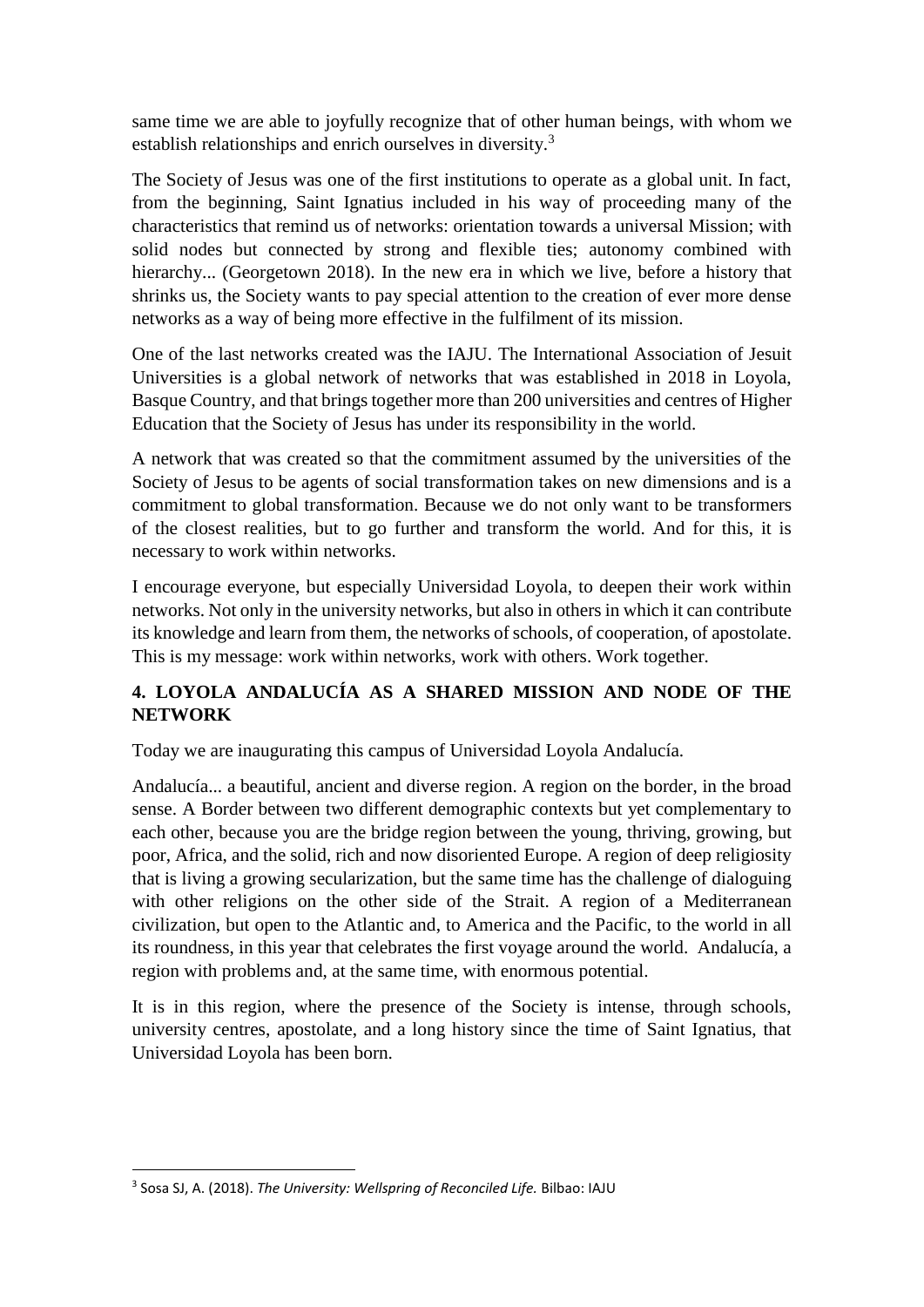same time we are able to joyfully recognize that of other human beings, with whom we establish relationships and enrich ourselves in diversity.[3]

The Society of Jesus was one of the first institutions to operate as a global unit. In fact, from the beginning, Saint Ignatius included in his way of proceeding many of the characteristics that remind us of networks: orientation towards a universal Mission; with solid nodes but connected by strong and flexible ties; autonomy combined with hierarchy... (Georgetown 2018). In the new era in which we live, before a history that shrinks us, the Society wants to pay special attention to the creation of ever more dense networks as a way of being more effective in the fulfilment of its mission.

One of the last networks created was the IAJU. The International Association of Jesuit Universities is a global network of networks that was established in 2018 in Loyola, Basque Country, and that brings together more than 200 universities and centres of Higher Education that the Society of Jesus has under its responsibility in the world.

A network that was created so that the commitment assumed by the universities of the Society of Jesus to be agents of social transformation takes on new dimensions and is a commitment to global transformation. Because we do not only want to be transformers of the closest realities, but to go further and transform the world. And for this, it is necessary to work within networks.

I encourage everyone, but especially Universidad Loyola, to deepen their work within networks. Not only in the university networks, but also in others in which it can contribute its knowledge and learn from them, the networks of schools, of cooperation, of apostolate. This is my message: work within networks, work with others. Work together.

## 4. LOYOLA ANDALUCÍA AS A SHARED MISSION AND NODE OF THE NETWORK

Today we are inaugurating this campus of Universidad Loyola Andalucía.

Andalucía... a beautiful, ancient and diverse region. A region on the border, in the broad sense. A Border between two different demographic contexts but yet complementary to each other, because you are the bridge region between the young, thriving, growing, but poor, Africa, and the solid, rich and now disoriented Europe. A region of deep religiosity that is living a growing secularization, but the same time has the challenge of dialoguing with other religions on the other side of the Strait. A region of a Mediterranean civilization, but open to the Atlantic and, to America and the Pacific, to the world in all its roundness, in this year that celebrates the first voyage around the world. Andalucía, a region with problems and, at the same time, with enormous potential.

It is in this region, where the presence of the Society is intense, through schools, university centres, apostolate, and a long history since the time of Saint Ignatius, that Universidad Loyola has been born.

---

[3] Sosa SJ, A. (2018). *The University: Wellspring of Reconciled Life.* Bilbao: IAJU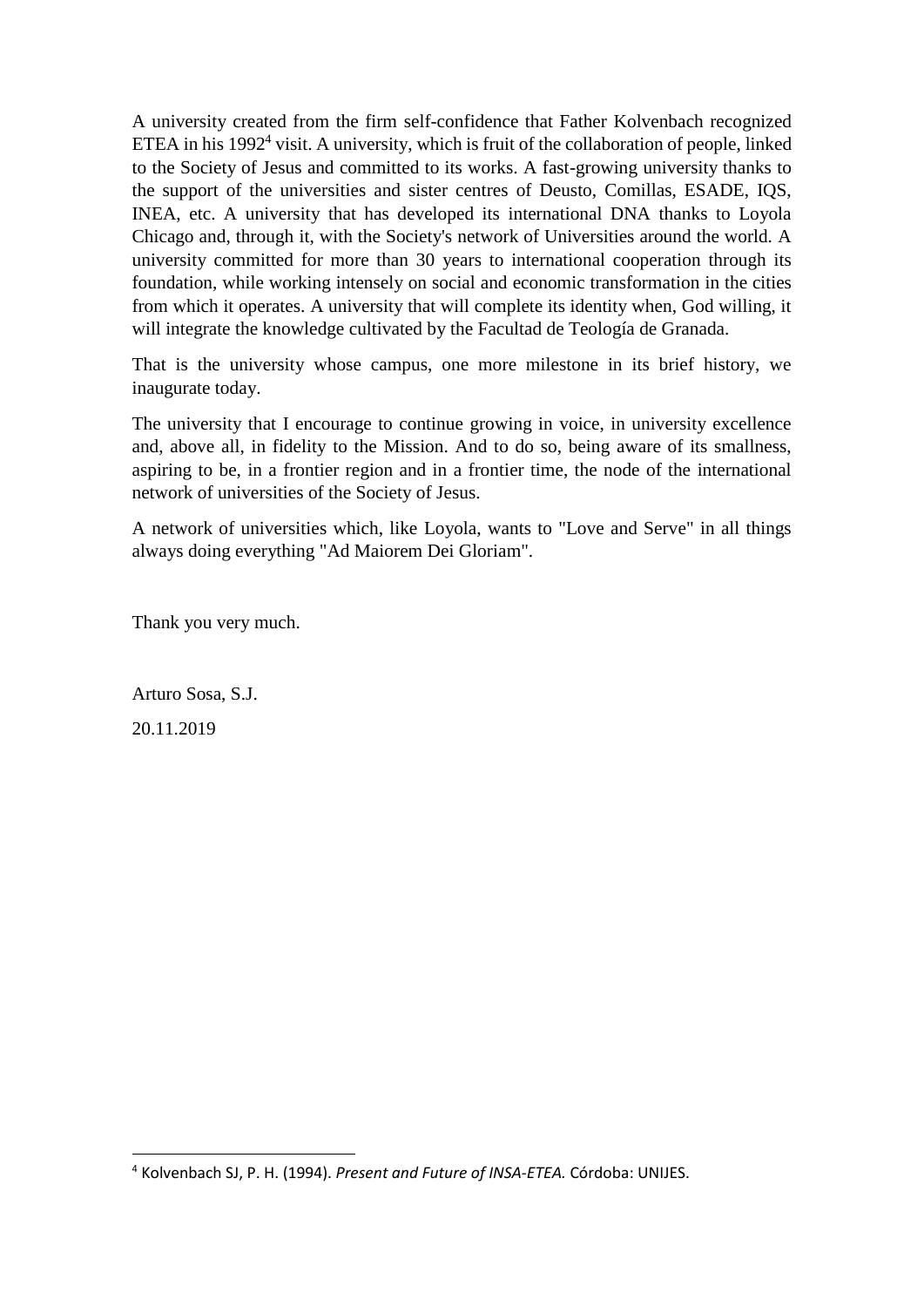A university created from the firm self-confidence that Father Kolvenbach recognized ETEA in his 1992[4] visit. A university, which is fruit of the collaboration of people, linked to the Society of Jesus and committed to its works. A fast-growing university thanks to the support of the universities and sister centres of Deusto, Comillas, ESADE, IQS, INEA, etc. A university that has developed its international DNA thanks to Loyola Chicago and, through it, with the Society's network of Universities around the world. A university committed for more than 30 years to international cooperation through its foundation, while working intensely on social and economic transformation in the cities from which it operates. A university that will complete its identity when, God willing, it will integrate the knowledge cultivated by the Facultad de Teología de Granada.

That is the university whose campus, one more milestone in its brief history, we inaugurate today.

The university that I encourage to continue growing in voice, in university excellence and, above all, in fidelity to the Mission. And to do so, being aware of its smallness, aspiring to be, in a frontier region and in a frontier time, the node of the international network of universities of the Society of Jesus.

A network of universities which, like Loyola, wants to "Love and Serve" in all things always doing everything "Ad Maiorem Dei Gloriam".

Thank you very much.

Arturo Sosa, S.J.

20.11.2019

---

[4] Kolvenbach SJ, P. H. (1994). *Present and Future of INSA-ETEA.* Córdoba: UNIJES.